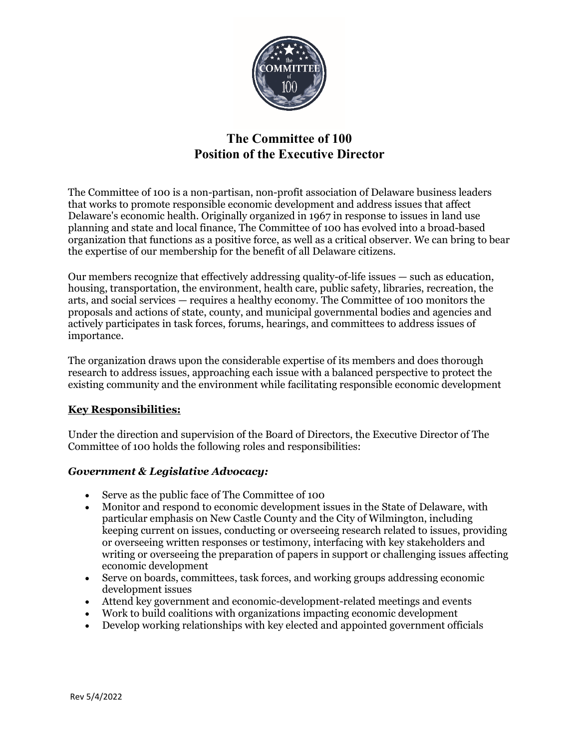# The Committee of 100
# Position of the Executive Director

The Committee of 100 is a non-partisan, non-profit association of Delaware business leaders that works to promote responsible economic development and address issues that affect Delaware's economic health. Originally organized in 1967 in response to issues in land use planning and state and local finance, The Committee of 100 has evolved into a broad-based organization that functions as a positive force, as well as a critical observer. We can bring to bear the expertise of our membership for the benefit of all Delaware citizens.

Our members recognize that effectively addressing quality-of-life issues — such as education, housing, transportation, the environment, health care, public safety, libraries, recreation, the arts, and social services — requires a healthy economy. The Committee of 100 monitors the proposals and actions of state, county, and municipal governmental bodies and agencies and actively participates in task forces, forums, hearings, and committees to address issues of importance.

The organization draws upon the considerable expertise of its members and does thorough research to address issues, approaching each issue with a balanced perspective to protect the existing community and the environment while facilitating responsible economic development

## Key Responsibilities:

Under the direction and supervision of the Board of Directors, the Executive Director of The Committee of 100 holds the following roles and responsibilities:

### *Government & Legislative Advocacy:*

- Serve as the public face of The Committee of 100
- Monitor and respond to economic development issues in the State of Delaware, with particular emphasis on New Castle County and the City of Wilmington, including keeping current on issues, conducting or overseeing research related to issues, providing or overseeing written responses or testimony, interfacing with key stakeholders and writing or overseeing the preparation of papers in support or challenging issues affecting economic development
- Serve on boards, committees, task forces, and working groups addressing economic development issues
- Attend key government and economic-development-related meetings and events
- Work to build coalitions with organizations impacting economic development
- Develop working relationships with key elected and appointed government officials

Rev 5/4/2022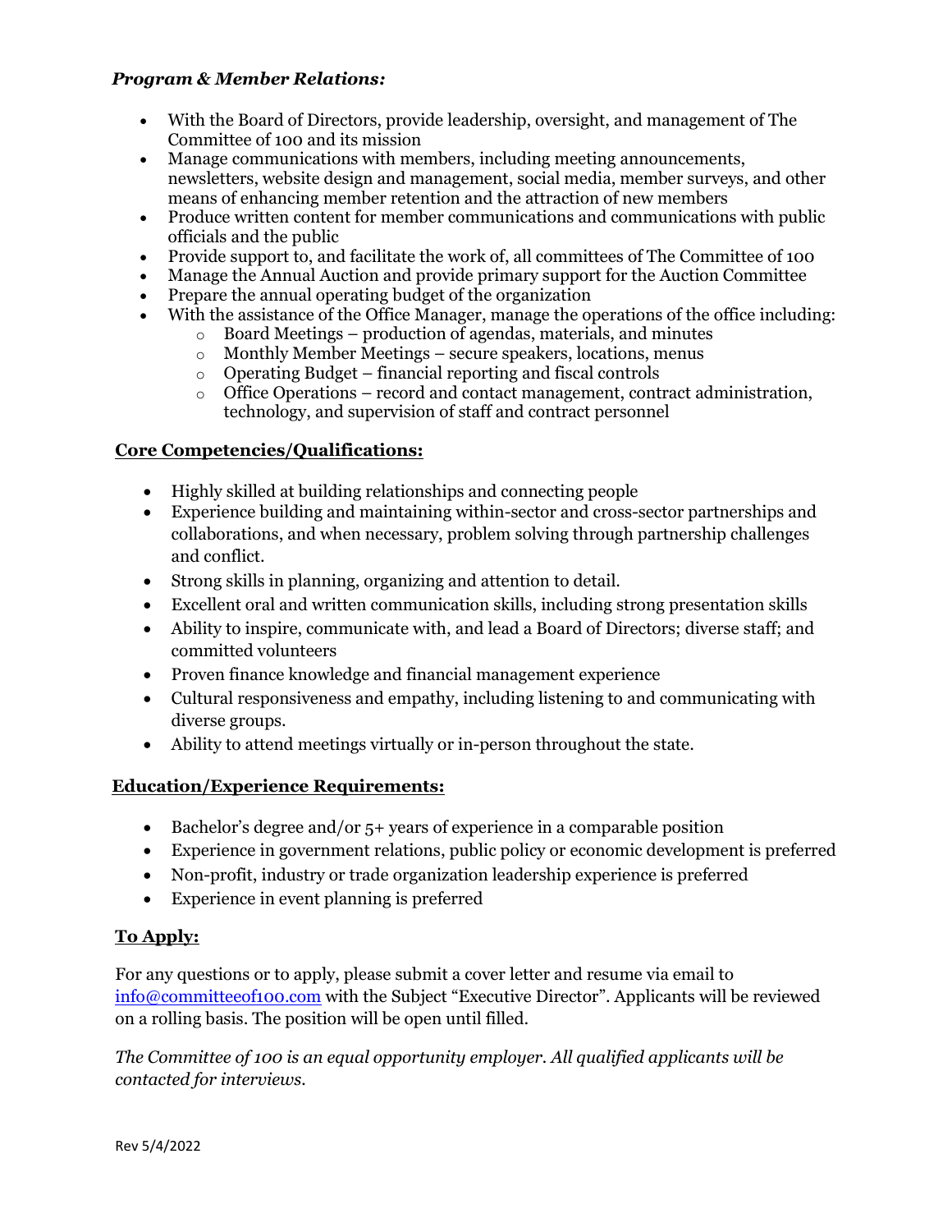***Program & Member Relations:***

- With the Board of Directors, provide leadership, oversight, and management of The Committee of 100 and its mission
- Manage communications with members, including meeting announcements, newsletters, website design and management, social media, member surveys, and other means of enhancing member retention and the attraction of new members
- Produce written content for member communications and communications with public officials and the public
- Provide support to, and facilitate the work of, all committees of The Committee of 100
- Manage the Annual Auction and provide primary support for the Auction Committee
- Prepare the annual operating budget of the organization
- With the assistance of the Office Manager, manage the operations of the office including:
  - Board Meetings – production of agendas, materials, and minutes
  - Monthly Member Meetings – secure speakers, locations, menus
  - Operating Budget – financial reporting and fiscal controls
  - Office Operations – record and contact management, contract administration, technology, and supervision of staff and contract personnel

**Core Competencies/Qualifications:**

- Highly skilled at building relationships and connecting people
- Experience building and maintaining within-sector and cross-sector partnerships and collaborations, and when necessary, problem solving through partnership challenges and conflict.
- Strong skills in planning, organizing and attention to detail.
- Excellent oral and written communication skills, including strong presentation skills
- Ability to inspire, communicate with, and lead a Board of Directors; diverse staff; and committed volunteers
- Proven finance knowledge and financial management experience
- Cultural responsiveness and empathy, including listening to and communicating with diverse groups.
- Ability to attend meetings virtually or in-person throughout the state.

**Education/Experience Requirements:**

- Bachelor's degree and/or 5+ years of experience in a comparable position
- Experience in government relations, public policy or economic development is preferred
- Non-profit, industry or trade organization leadership experience is preferred
- Experience in event planning is preferred

**To Apply:**

For any questions or to apply, please submit a cover letter and resume via email to info@committeeof100.com with the Subject "Executive Director". Applicants will be reviewed on a rolling basis. The position will be open until filled.

*The Committee of 100 is an equal opportunity employer. All qualified applicants will be contacted for interviews.*

Rev 5/4/2022